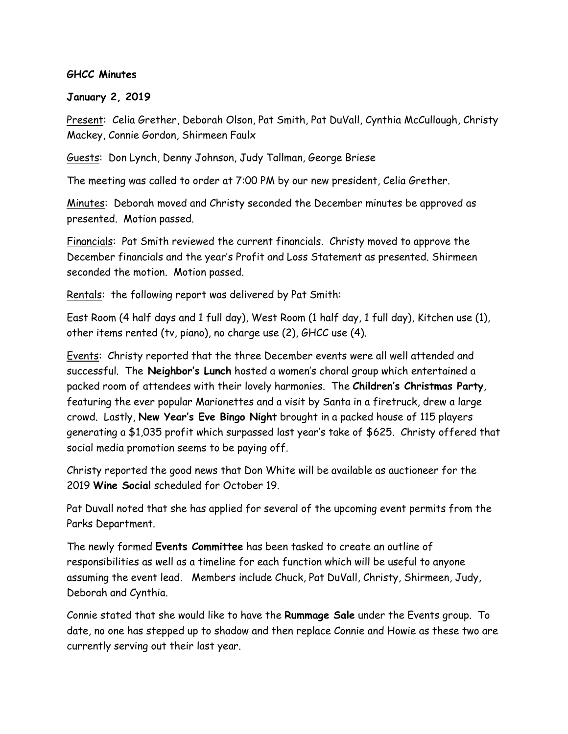**GHCC Minutes**

**January 2, 2019**

Present: Celia Grether, Deborah Olson, Pat Smith, Pat DuVall, Cynthia McCullough, Christy Mackey, Connie Gordon, Shirmeen Faulx

Guests: Don Lynch, Denny Johnson, Judy Tallman, George Briese

The meeting was called to order at 7:00 PM by our new president, Celia Grether.

Minutes: Deborah moved and Christy seconded the December minutes be approved as presented. Motion passed.

Financials: Pat Smith reviewed the current financials. Christy moved to approve the December financials and the year's Profit and Loss Statement as presented. Shirmeen seconded the motion. Motion passed.

Rentals: the following report was delivered by Pat Smith:

East Room (4 half days and 1 full day), West Room (1 half day, 1 full day), Kitchen use (1), other items rented (tv, piano), no charge use (2), GHCC use (4).

Events: Christy reported that the three December events were all well attended and successful. The **Neighbor's Lunch** hosted a women's choral group which entertained a packed room of attendees with their lovely harmonies. The **Children's Christmas Party**, featuring the ever popular Marionettes and a visit by Santa in a firetruck, drew a large crowd. Lastly, **New Year's Eve Bingo Night** brought in a packed house of 115 players generating a $1,035 profit which surpassed last year's take of $625. Christy offered that social media promotion seems to be paying off.

Christy reported the good news that Don White will be available as auctioneer for the 2019 **Wine Social** scheduled for October 19.

Pat Duvall noted that she has applied for several of the upcoming event permits from the Parks Department.

The newly formed **Events Committee** has been tasked to create an outline of responsibilities as well as a timeline for each function which will be useful to anyone assuming the event lead. Members include Chuck, Pat DuVall, Christy, Shirmeen, Judy, Deborah and Cynthia.

Connie stated that she would like to have the **Rummage Sale** under the Events group. To date, no one has stepped up to shadow and then replace Connie and Howie as these two are currently serving out their last year.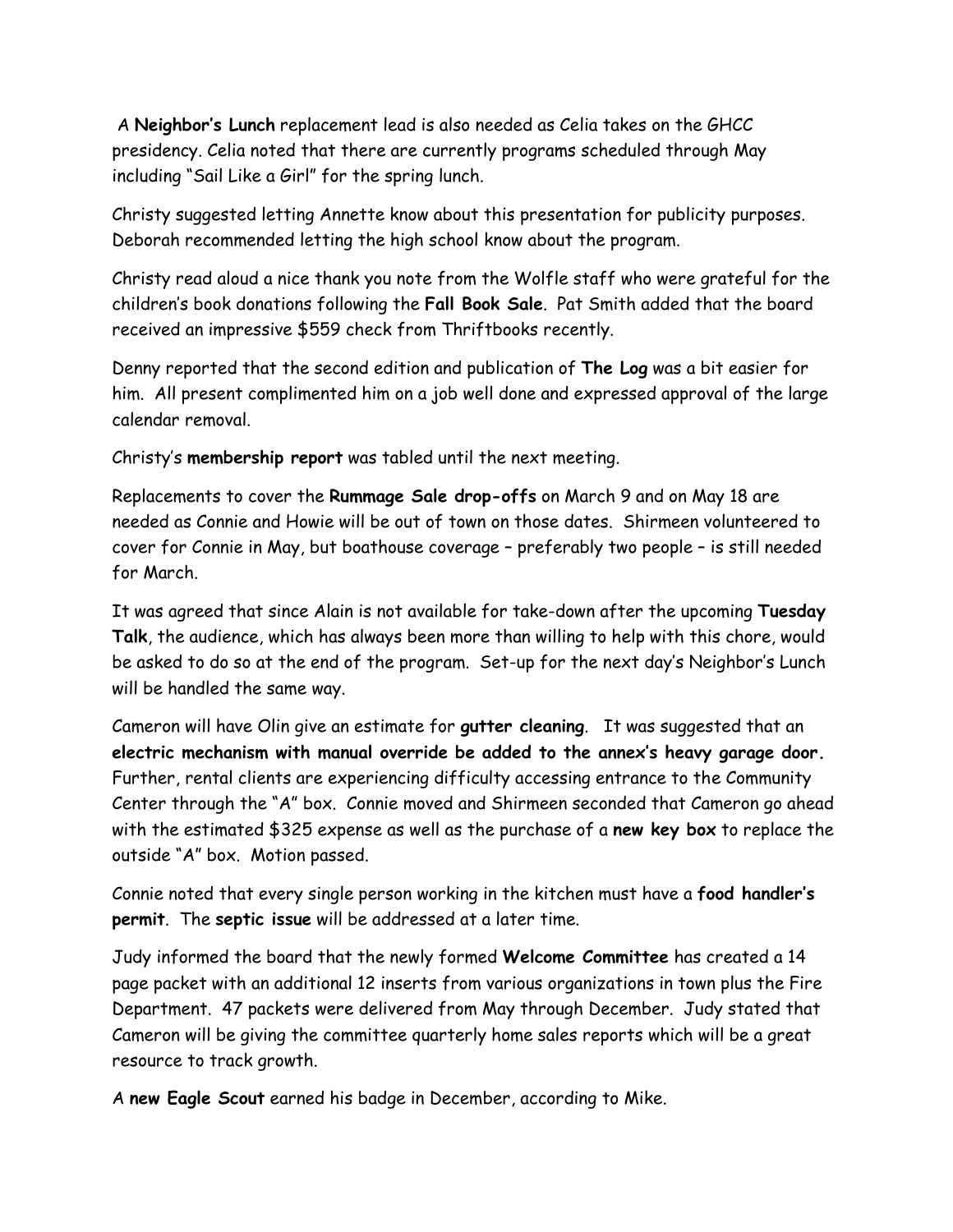A **Neighbor's Lunch** replacement lead is also needed as Celia takes on the GHCC presidency. Celia noted that there are currently programs scheduled through May including "Sail Like a Girl" for the spring lunch.

Christy suggested letting Annette know about this presentation for publicity purposes. Deborah recommended letting the high school know about the program.

Christy read aloud a nice thank you note from the Wolfle staff who were grateful for the children's book donations following the **Fall Book Sale**. Pat Smith added that the board received an impressive $559 check from Thriftbooks recently.

Denny reported that the second edition and publication of **The Log** was a bit easier for him. All present complimented him on a job well done and expressed approval of the large calendar removal.

Christy's **membership report** was tabled until the next meeting.

Replacements to cover the **Rummage Sale drop-offs** on March 9 and on May 18 are needed as Connie and Howie will be out of town on those dates. Shirmeen volunteered to cover for Connie in May, but boathouse coverage – preferably two people – is still needed for March.

It was agreed that since Alain is not available for take-down after the upcoming **Tuesday Talk**, the audience, which has always been more than willing to help with this chore, would be asked to do so at the end of the program. Set-up for the next day's Neighbor's Lunch will be handled the same way.

Cameron will have Olin give an estimate for **gutter cleaning**. It was suggested that an **electric mechanism with manual override be added to the annex's heavy garage door.** Further, rental clients are experiencing difficulty accessing entrance to the Community Center through the "A" box. Connie moved and Shirmeen seconded that Cameron go ahead with the estimated $325 expense as well as the purchase of a **new key box** to replace the outside "A" box. Motion passed.

Connie noted that every single person working in the kitchen must have a **food handler's permit**. The **septic issue** will be addressed at a later time.

Judy informed the board that the newly formed **Welcome Committee** has created a 14 page packet with an additional 12 inserts from various organizations in town plus the Fire Department. 47 packets were delivered from May through December. Judy stated that Cameron will be giving the committee quarterly home sales reports which will be a great resource to track growth.

A **new Eagle Scout** earned his badge in December, according to Mike.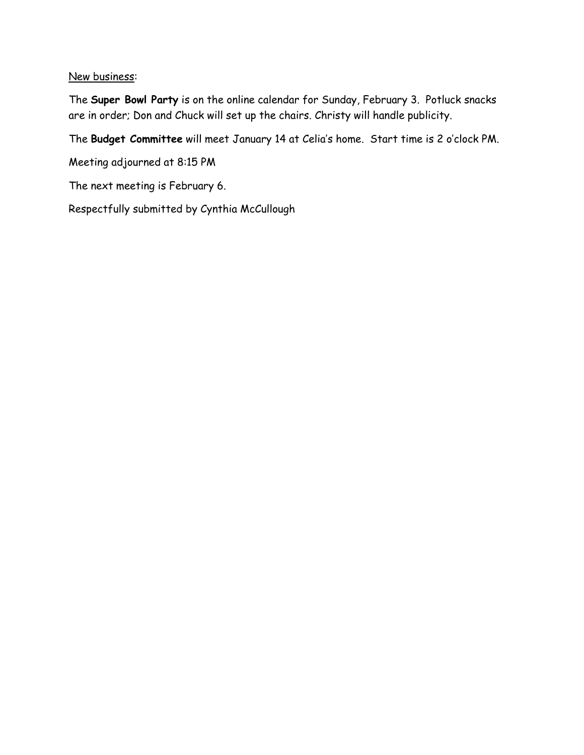New business:

The **Super Bowl Party** is on the online calendar for Sunday, February 3. Potluck snacks are in order; Don and Chuck will set up the chairs. Christy will handle publicity.

The **Budget Committee** will meet January 14 at Celia's home. Start time is 2 o'clock PM.

Meeting adjourned at 8:15 PM

The next meeting is February 6.

Respectfully submitted by Cynthia McCullough